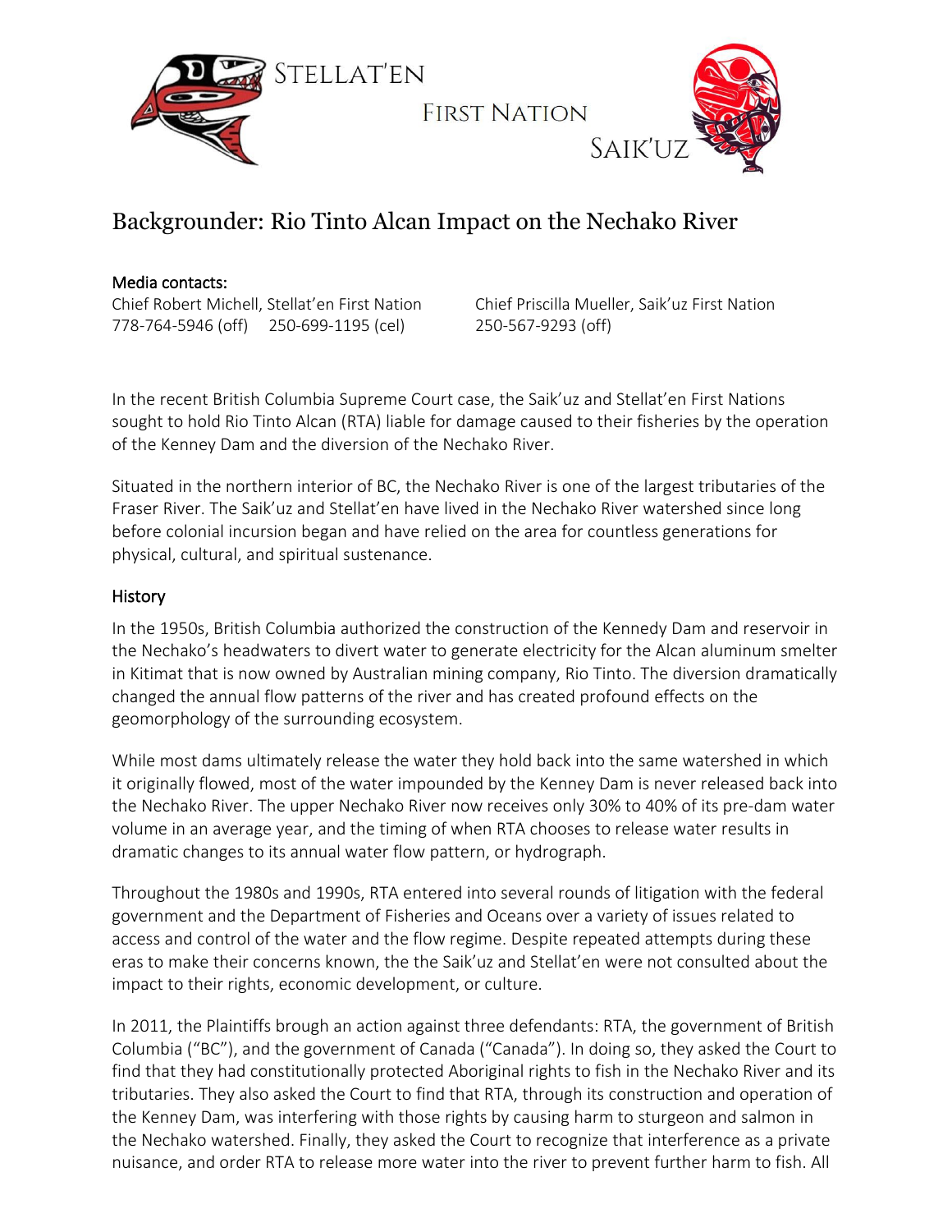STELLAT'EN

FIRST NATION

SAIK'UZ

# Backgrounder: Rio Tinto Alcan Impact on the Nechako River

**Media contacts:**

Chief Robert Michell, Stellat'en First Nation
778-764-5946 (off)    250-699-1195 (cel)

Chief Priscilla Mueller, Saik'uz First Nation
250-567-9293 (off)

In the recent British Columbia Supreme Court case, the Saik'uz and Stellat'en First Nations sought to hold Rio Tinto Alcan (RTA) liable for damage caused to their fisheries by the operation of the Kenney Dam and the diversion of the Nechako River.

Situated in the northern interior of BC, the Nechako River is one of the largest tributaries of the Fraser River. The Saik'uz and Stellat'en have lived in the Nechako River watershed since long before colonial incursion began and have relied on the area for countless generations for physical, cultural, and spiritual sustenance.

## History

In the 1950s, British Columbia authorized the construction of the Kennedy Dam and reservoir in the Nechako's headwaters to divert water to generate electricity for the Alcan aluminum smelter in Kitimat that is now owned by Australian mining company, Rio Tinto. The diversion dramatically changed the annual flow patterns of the river and has created profound effects on the geomorphology of the surrounding ecosystem.

While most dams ultimately release the water they hold back into the same watershed in which it originally flowed, most of the water impounded by the Kenney Dam is never released back into the Nechako River. The upper Nechako River now receives only 30% to 40% of its pre-dam water volume in an average year, and the timing of when RTA chooses to release water results in dramatic changes to its annual water flow pattern, or hydrograph.

Throughout the 1980s and 1990s, RTA entered into several rounds of litigation with the federal government and the Department of Fisheries and Oceans over a variety of issues related to access and control of the water and the flow regime. Despite repeated attempts during these eras to make their concerns known, the the Saik'uz and Stellat'en were not consulted about the impact to their rights, economic development, or culture.

In 2011, the Plaintiffs brough an action against three defendants: RTA, the government of British Columbia ("BC"), and the government of Canada ("Canada"). In doing so, they asked the Court to find that they had constitutionally protected Aboriginal rights to fish in the Nechako River and its tributaries. They also asked the Court to find that RTA, through its construction and operation of the Kenney Dam, was interfering with those rights by causing harm to sturgeon and salmon in the Nechako watershed. Finally, they asked the Court to recognize that interference as a private nuisance, and order RTA to release more water into the river to prevent further harm to fish. All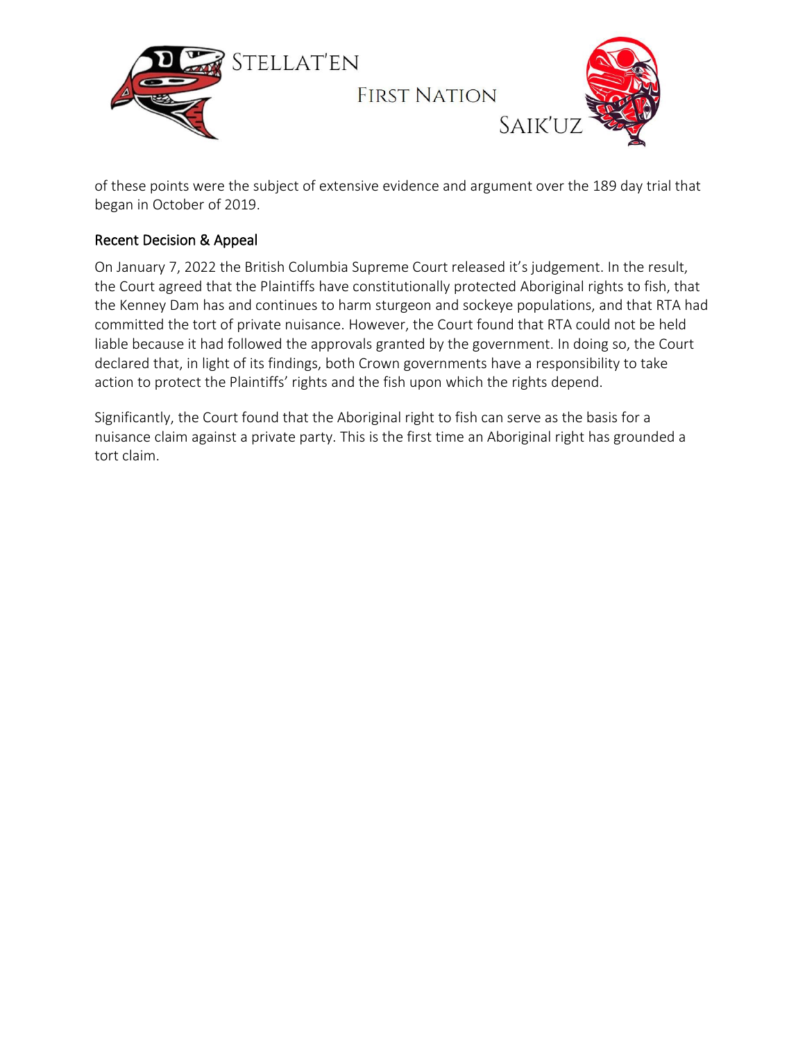of these points were the subject of extensive evidence and argument over the 189 day trial that began in October of 2019.

## Recent Decision & Appeal

On January 7, 2022 the British Columbia Supreme Court released it's judgement. In the result, the Court agreed that the Plaintiffs have constitutionally protected Aboriginal rights to fish, that the Kenney Dam has and continues to harm sturgeon and sockeye populations, and that RTA had committed the tort of private nuisance. However, the Court found that RTA could not be held liable because it had followed the approvals granted by the government. In doing so, the Court declared that, in light of its findings, both Crown governments have a responsibility to take action to protect the Plaintiffs' rights and the fish upon which the rights depend.

Significantly, the Court found that the Aboriginal right to fish can serve as the basis for a nuisance claim against a private party. This is the first time an Aboriginal right has grounded a tort claim.